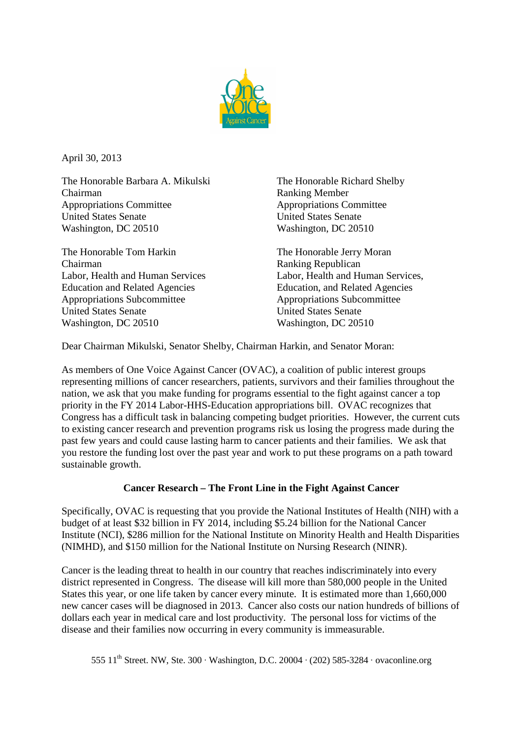April 30, 2013

The Honorable Barbara A. Mikulski
Chairman
Appropriations Committee
United States Senate
Washington, DC 20510

The Honorable Richard Shelby
Ranking Member
Appropriations Committee
United States Senate
Washington, DC 20510

The Honorable Tom Harkin
Chairman
Labor, Health and Human Services
Education and Related Agencies
Appropriations Subcommittee
United States Senate
Washington, DC 20510

The Honorable Jerry Moran
Ranking Republican
Labor, Health and Human Services,
Education, and Related Agencies
Appropriations Subcommittee
United States Senate
Washington, DC 20510

Dear Chairman Mikulski, Senator Shelby, Chairman Harkin, and Senator Moran:

As members of One Voice Against Cancer (OVAC), a coalition of public interest groups representing millions of cancer researchers, patients, survivors and their families throughout the nation, we ask that you make funding for programs essential to the fight against cancer a top priority in the FY 2014 Labor-HHS-Education appropriations bill. OVAC recognizes that Congress has a difficult task in balancing competing budget priorities. However, the current cuts to existing cancer research and prevention programs risk us losing the progress made during the past few years and could cause lasting harm to cancer patients and their families. We ask that you restore the funding lost over the past year and work to put these programs on a path toward sustainable growth.

**Cancer Research – The Front Line in the Fight Against Cancer**

Specifically, OVAC is requesting that you provide the National Institutes of Health (NIH) with a budget of at least $32 billion in FY 2014, including $5.24 billion for the National Cancer Institute (NCI), $286 million for the National Institute on Minority Health and Health Disparities (NIMHD), and $150 million for the National Institute on Nursing Research (NINR).

Cancer is the leading threat to health in our country that reaches indiscriminately into every district represented in Congress. The disease will kill more than 580,000 people in the United States this year, or one life taken by cancer every minute. It is estimated more than 1,660,000 new cancer cases will be diagnosed in 2013. Cancer also costs our nation hundreds of billions of dollars each year in medical care and lost productivity. The personal loss for victims of the disease and their families now occurring in every community is immeasurable.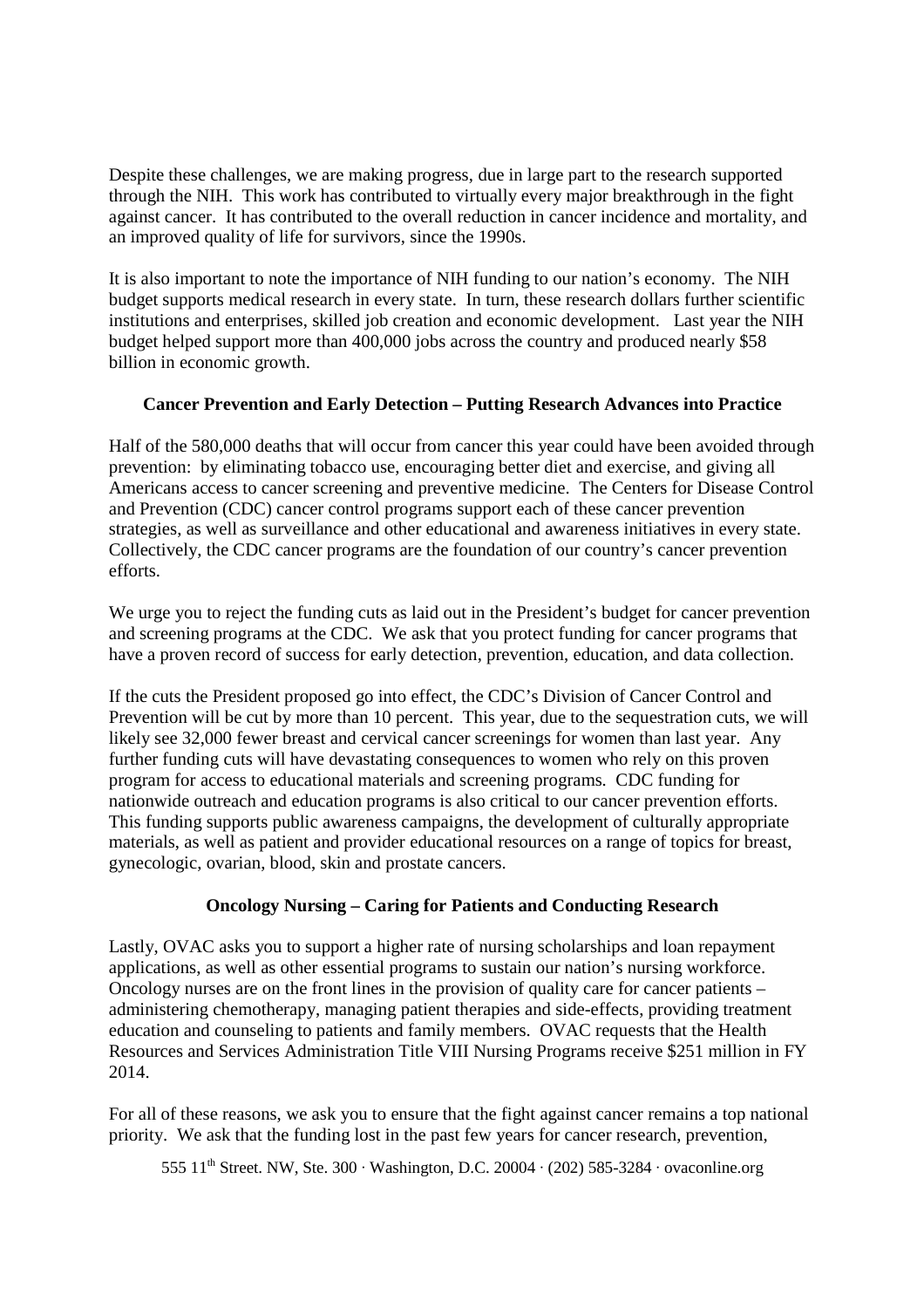Despite these challenges, we are making progress, due in large part to the research supported through the NIH. This work has contributed to virtually every major breakthrough in the fight against cancer. It has contributed to the overall reduction in cancer incidence and mortality, and an improved quality of life for survivors, since the 1990s.

It is also important to note the importance of NIH funding to our nation's economy. The NIH budget supports medical research in every state. In turn, these research dollars further scientific institutions and enterprises, skilled job creation and economic development. Last year the NIH budget helped support more than 400,000 jobs across the country and produced nearly $58 billion in economic growth.

### Cancer Prevention and Early Detection – Putting Research Advances into Practice

Half of the 580,000 deaths that will occur from cancer this year could have been avoided through prevention: by eliminating tobacco use, encouraging better diet and exercise, and giving all Americans access to cancer screening and preventive medicine. The Centers for Disease Control and Prevention (CDC) cancer control programs support each of these cancer prevention strategies, as well as surveillance and other educational and awareness initiatives in every state. Collectively, the CDC cancer programs are the foundation of our country's cancer prevention efforts.

We urge you to reject the funding cuts as laid out in the President's budget for cancer prevention and screening programs at the CDC. We ask that you protect funding for cancer programs that have a proven record of success for early detection, prevention, education, and data collection.

If the cuts the President proposed go into effect, the CDC's Division of Cancer Control and Prevention will be cut by more than 10 percent. This year, due to the sequestration cuts, we will likely see 32,000 fewer breast and cervical cancer screenings for women than last year. Any further funding cuts will have devastating consequences to women who rely on this proven program for access to educational materials and screening programs. CDC funding for nationwide outreach and education programs is also critical to our cancer prevention efforts. This funding supports public awareness campaigns, the development of culturally appropriate materials, as well as patient and provider educational resources on a range of topics for breast, gynecologic, ovarian, blood, skin and prostate cancers.

### Oncology Nursing – Caring for Patients and Conducting Research

Lastly, OVAC asks you to support a higher rate of nursing scholarships and loan repayment applications, as well as other essential programs to sustain our nation's nursing workforce. Oncology nurses are on the front lines in the provision of quality care for cancer patients – administering chemotherapy, managing patient therapies and side-effects, providing treatment education and counseling to patients and family members. OVAC requests that the Health Resources and Services Administration Title VIII Nursing Programs receive $251 million in FY 2014.

For all of these reasons, we ask you to ensure that the fight against cancer remains a top national priority. We ask that the funding lost in the past few years for cancer research, prevention,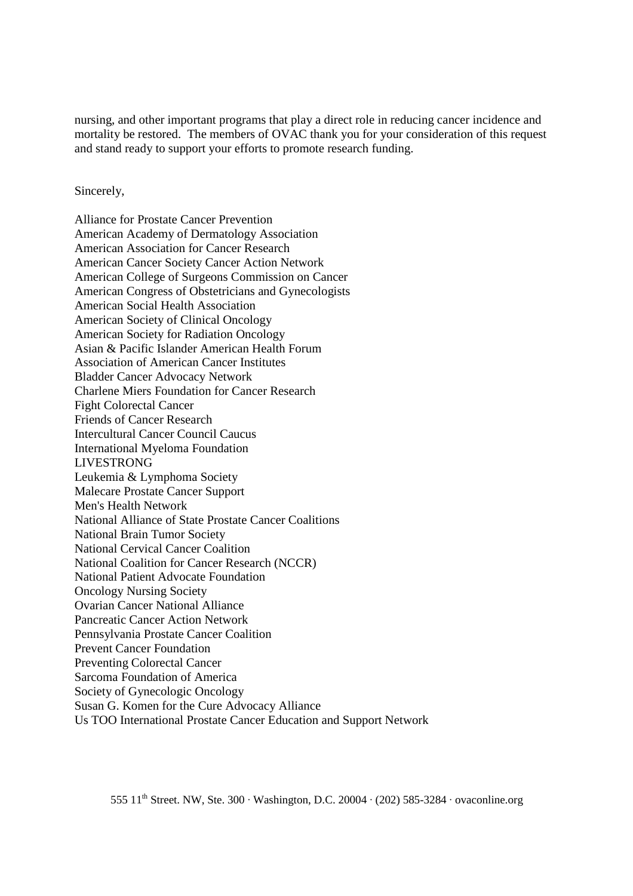nursing, and other important programs that play a direct role in reducing cancer incidence and mortality be restored. The members of OVAC thank you for your consideration of this request and stand ready to support your efforts to promote research funding.

Sincerely,

Alliance for Prostate Cancer Prevention  
American Academy of Dermatology Association  
American Association for Cancer Research  
American Cancer Society Cancer Action Network  
American College of Surgeons Commission on Cancer  
American Congress of Obstetricians and Gynecologists  
American Social Health Association  
American Society of Clinical Oncology  
American Society for Radiation Oncology  
Asian & Pacific Islander American Health Forum  
Association of American Cancer Institutes  
Bladder Cancer Advocacy Network  
Charlene Miers Foundation for Cancer Research  
Fight Colorectal Cancer  
Friends of Cancer Research  
Intercultural Cancer Council Caucus  
International Myeloma Foundation  
LIVESTRONG  
Leukemia & Lymphoma Society  
Malecare Prostate Cancer Support  
Men's Health Network  
National Alliance of State Prostate Cancer Coalitions  
National Brain Tumor Society  
National Cervical Cancer Coalition  
National Coalition for Cancer Research (NCCR)  
National Patient Advocate Foundation  
Oncology Nursing Society  
Ovarian Cancer National Alliance  
Pancreatic Cancer Action Network  
Pennsylvania Prostate Cancer Coalition  
Prevent Cancer Foundation  
Preventing Colorectal Cancer  
Sarcoma Foundation of America  
Society of Gynecologic Oncology  
Susan G. Komen for the Cure Advocacy Alliance  
Us TOO International Prostate Cancer Education and Support Network

555 11th Street. NW, Ste. 300 · Washington, D.C. 20004 · (202) 585-3284 · ovaconline.org